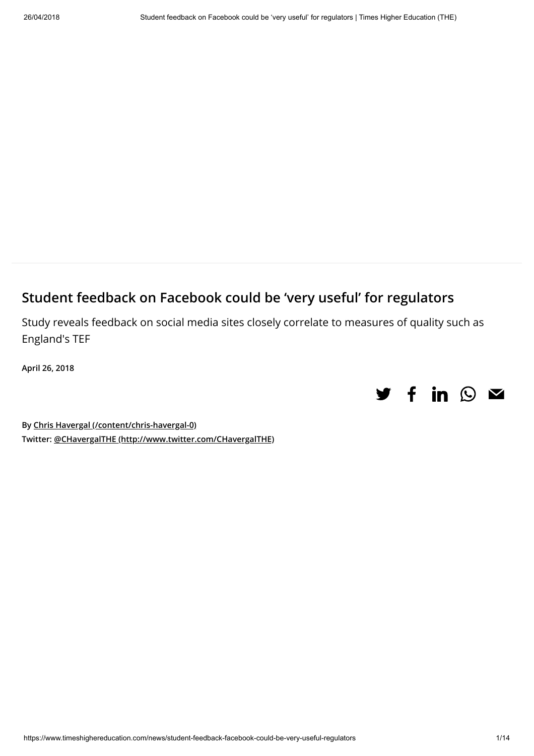## Student feedback on Facebook could be 'very useful' for regulators

Study reveals feedback on social media sites closely correlate to measures of quality such as England's TEF

**April 26, 2018**

**By [Chris Havergal (/content/chris-havergal-0)](/content/chris-havergal-0)**
**Twitter: [@CHavergalTHE (http://www.twitter.com/CHavergalTHE)](http://www.twitter.com/CHavergalTHE)**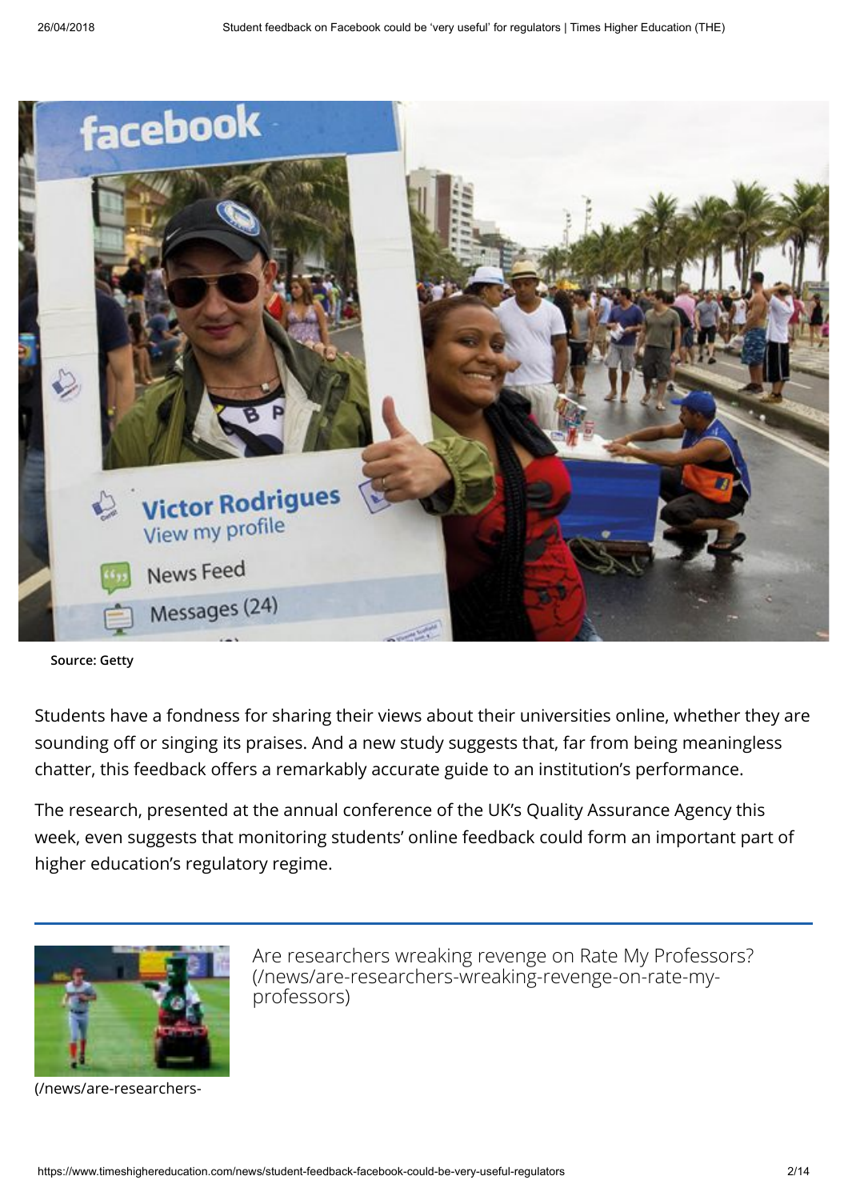Source: Getty

Students have a fondness for sharing their views about their universities online, whether they are sounding off or singing its praises. And a new study suggests that, far from being meaningless chatter, this feedback offers a remarkably accurate guide to an institution's performance.

The research, presented at the annual conference of the UK's Quality Assurance Agency this week, even suggests that monitoring students' online feedback could form an important part of higher education's regulatory regime.

Are researchers wreaking revenge on Rate My Professors? (/news/are-researchers-wreaking-revenge-on-rate-my-professors)

(/news/are-researchers-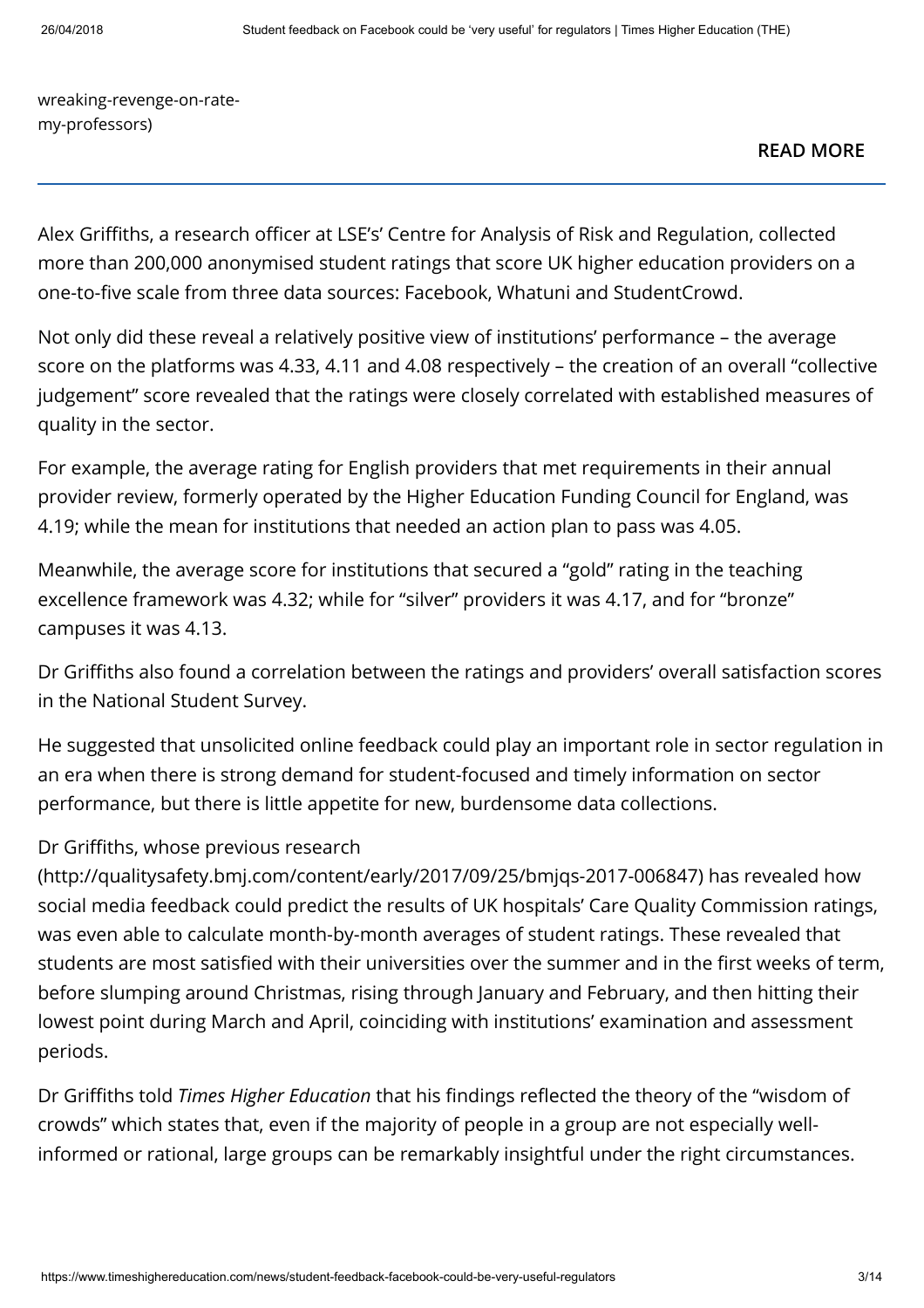wreaking-revenge-on-rate-my-professors)

**READ MORE**

---

Alex Griffiths, a research officer at LSE's' Centre for Analysis of Risk and Regulation, collected more than 200,000 anonymised student ratings that score UK higher education providers on a one-to-five scale from three data sources: Facebook, Whatuni and StudentCrowd.

Not only did these reveal a relatively positive view of institutions' performance – the average score on the platforms was 4.33, 4.11 and 4.08 respectively – the creation of an overall "collective judgement" score revealed that the ratings were closely correlated with established measures of quality in the sector.

For example, the average rating for English providers that met requirements in their annual provider review, formerly operated by the Higher Education Funding Council for England, was 4.19; while the mean for institutions that needed an action plan to pass was 4.05.

Meanwhile, the average score for institutions that secured a "gold" rating in the teaching excellence framework was 4.32; while for "silver" providers it was 4.17, and for "bronze" campuses it was 4.13.

Dr Griffiths also found a correlation between the ratings and providers' overall satisfaction scores in the National Student Survey.

He suggested that unsolicited online feedback could play an important role in sector regulation in an era when there is strong demand for student-focused and timely information on sector performance, but there is little appetite for new, burdensome data collections.

Dr Griffiths, whose previous research (http://qualitysafety.bmj.com/content/early/2017/09/25/bmjqs-2017-006847) has revealed how social media feedback could predict the results of UK hospitals' Care Quality Commission ratings, was even able to calculate month-by-month averages of student ratings. These revealed that students are most satisfied with their universities over the summer and in the first weeks of term, before slumping around Christmas, rising through January and February, and then hitting their lowest point during March and April, coinciding with institutions' examination and assessment periods.

Dr Griffiths told *Times Higher Education* that his findings reflected the theory of the "wisdom of crowds" which states that, even if the majority of people in a group are not especially well-informed or rational, large groups can be remarkably insightful under the right circumstances.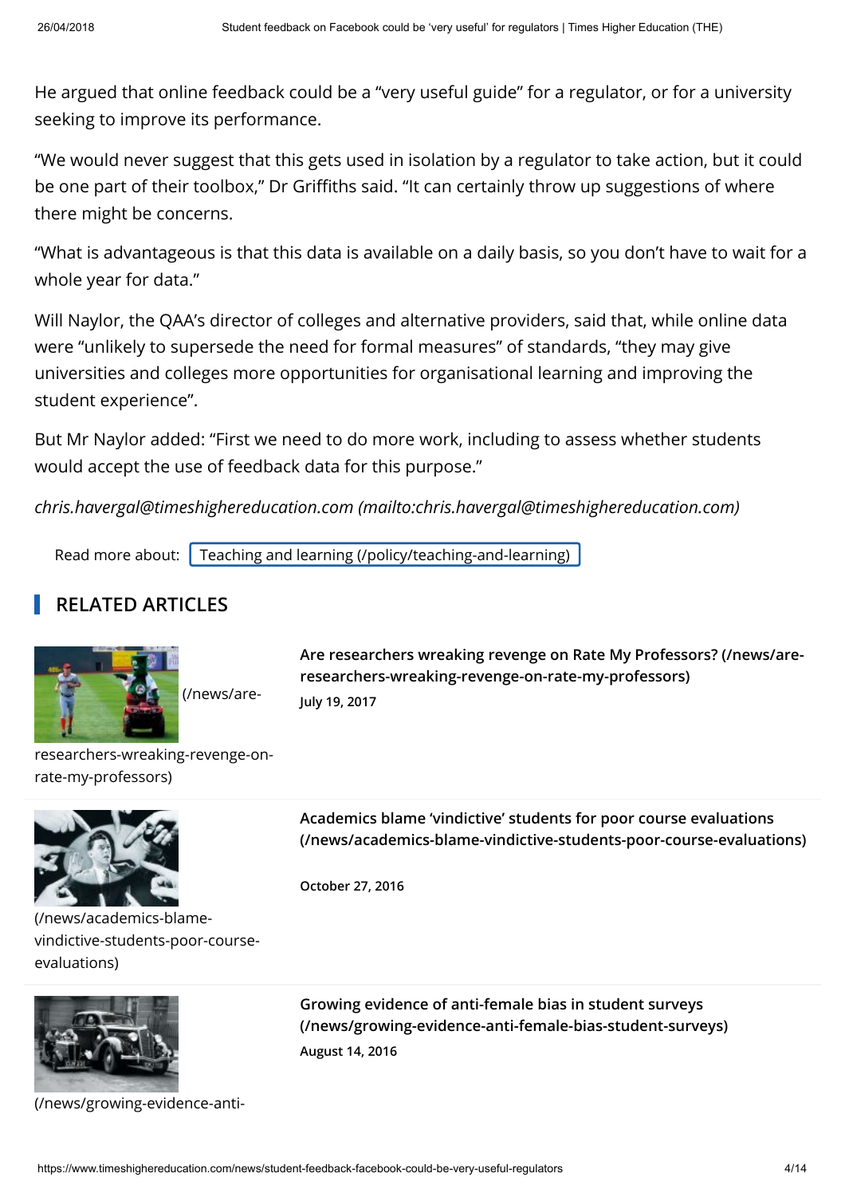He argued that online feedback could be a "very useful guide" for a regulator, or for a university seeking to improve its performance.

"We would never suggest that this gets used in isolation by a regulator to take action, but it could be one part of their toolbox," Dr Griffiths said. "It can certainly throw up suggestions of where there might be concerns.

"What is advantageous is that this data is available on a daily basis, so you don't have to wait for a whole year for data."

Will Naylor, the QAA's director of colleges and alternative providers, said that, while online data were "unlikely to supersede the need for formal measures" of standards, "they may give universities and colleges more opportunities for organisational learning and improving the student experience".

But Mr Naylor added: "First we need to do more work, including to assess whether students would accept the use of feedback data for this purpose."

*chris.havergal@timeshighereducation.com (mailto:chris.havergal@timeshighereducation.com)*

Read more about: Teaching and learning (/policy/teaching-and-learning)

## RELATED ARTICLES

(/news/are-researchers-wreaking-revenge-on-rate-my-professors)

**Are researchers wreaking revenge on Rate My Professors? (/news/are-researchers-wreaking-revenge-on-rate-my-professors)**

**July 19, 2017**

(/news/academics-blame-vindictive-students-poor-course-evaluations)

**Academics blame 'vindictive' students for poor course evaluations (/news/academics-blame-vindictive-students-poor-course-evaluations)**

**October 27, 2016**

(/news/growing-evidence-anti-

**Growing evidence of anti-female bias in student surveys (/news/growing-evidence-anti-female-bias-student-surveys)**

**August 14, 2016**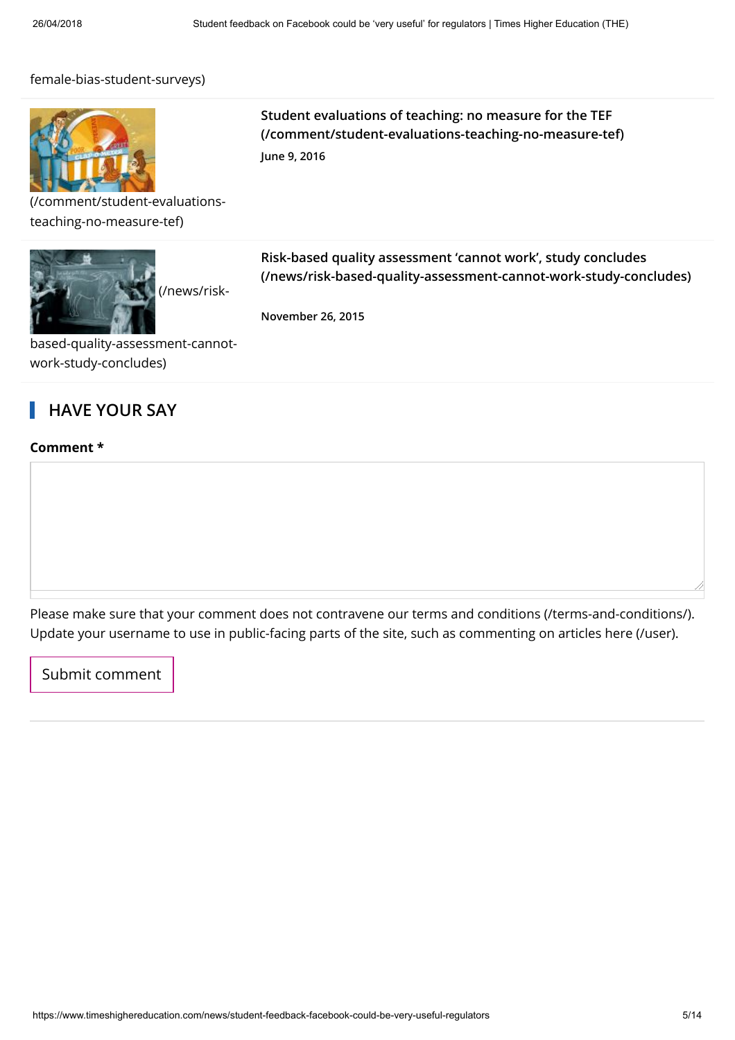female-bias-student-surveys)

(/comment/student-evaluations-teaching-no-measure-tef)

**Student evaluations of teaching: no measure for the TEF (/comment/student-evaluations-teaching-no-measure-tef)**

**June 9, 2016**

(/news/risk-based-quality-assessment-cannot-work-study-concludes)

**Risk-based quality assessment 'cannot work', study concludes (/news/risk-based-quality-assessment-cannot-work-study-concludes)**

**November 26, 2015**

## HAVE YOUR SAY

**Comment ***

Please make sure that your comment does not contravene our terms and conditions (/terms-and-conditions/). Update your username to use in public-facing parts of the site, such as commenting on articles here (/user).

Submit comment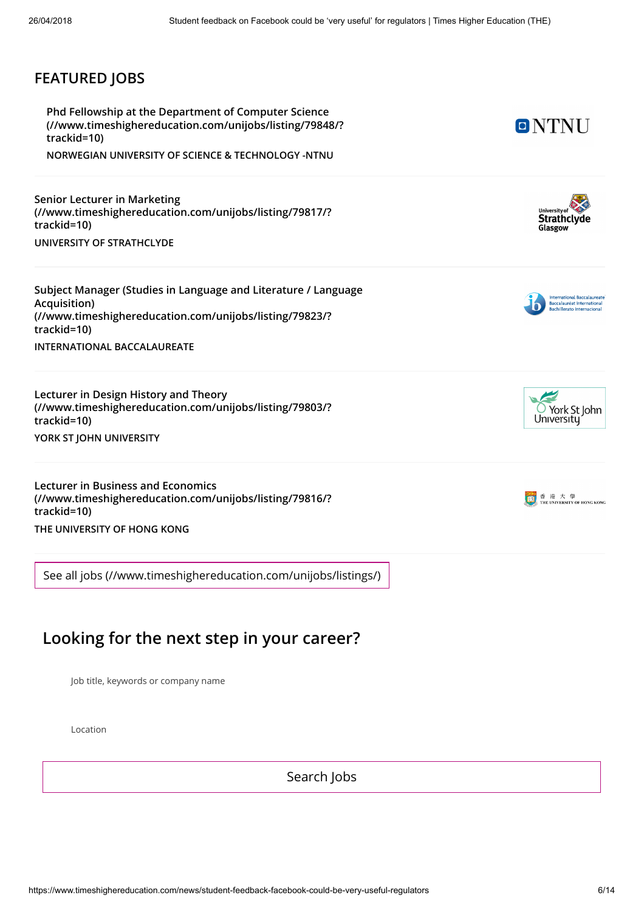## FEATURED JOBS

Phd Fellowship at the Department of Computer Science (//www.timeshighereducation.com/unijobs/listing/79848/?trackid=10)

NORWEGIAN UNIVERSITY OF SCIENCE & TECHNOLOGY -NTNU

Senior Lecturer in Marketing (//www.timeshighereducation.com/unijobs/listing/79817/?trackid=10)

UNIVERSITY OF STRATHCLYDE

Subject Manager (Studies in Language and Literature / Language Acquisition) (//www.timeshighereducation.com/unijobs/listing/79823/?trackid=10)

INTERNATIONAL BACCALAUREATE

Lecturer in Design History and Theory (//www.timeshighereducation.com/unijobs/listing/79803/?trackid=10)

YORK ST JOHN UNIVERSITY

Lecturer in Business and Economics (//www.timeshighereducation.com/unijobs/listing/79816/?trackid=10)

THE UNIVERSITY OF HONG KONG

See all jobs (//www.timeshighereducation.com/unijobs/listings/)

## Looking for the next step in your career?

Job title, keywords or company name

Location

Search Jobs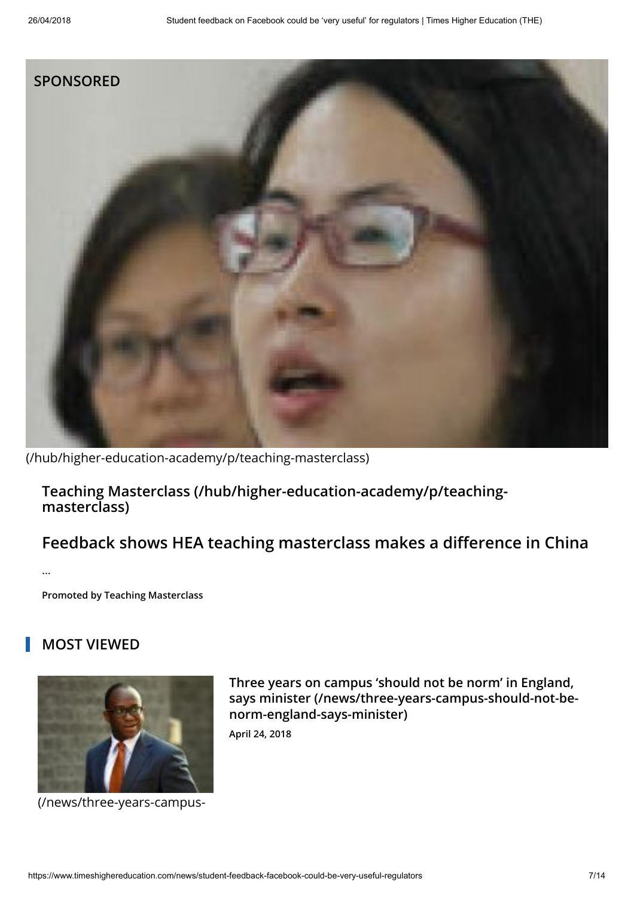SPONSORED

(/hub/higher-education-academy/p/teaching-masterclass)

**Teaching Masterclass (/hub/higher-education-academy/p/teaching-masterclass)**

## Feedback shows HEA teaching masterclass makes a difference in China

...

**Promoted by Teaching Masterclass**

## MOST VIEWED

(/news/three-years-campus-

**Three years on campus 'should not be norm' in England, says minister (/news/three-years-campus-should-not-be-norm-england-says-minister)**

**April 24, 2018**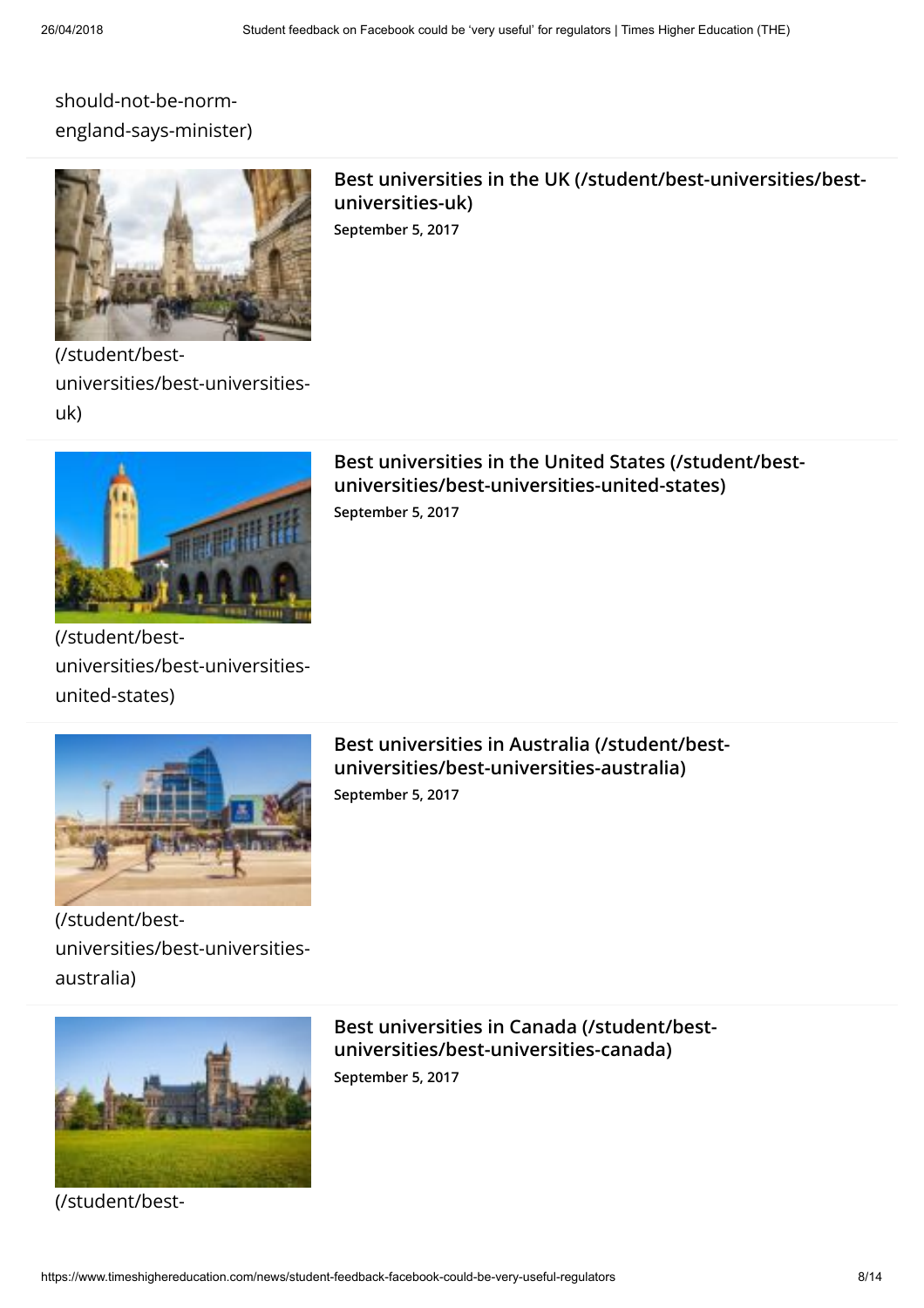should-not-be-norm-england-says-minister)

(/student/best-universities/best-universities-uk)

**Best universities in the UK (/student/best-universities/best-universities-uk)**

**September 5, 2017**

(/student/best-universities/best-universities-united-states)

**Best universities in the United States (/student/best-universities/best-universities-united-states)**

**September 5, 2017**

(/student/best-universities/best-universities-australia)

**Best universities in Australia (/student/best-universities/best-universities-australia)**

**September 5, 2017**

(/student/best-

**Best universities in Canada (/student/best-universities/best-universities-canada)**

**September 5, 2017**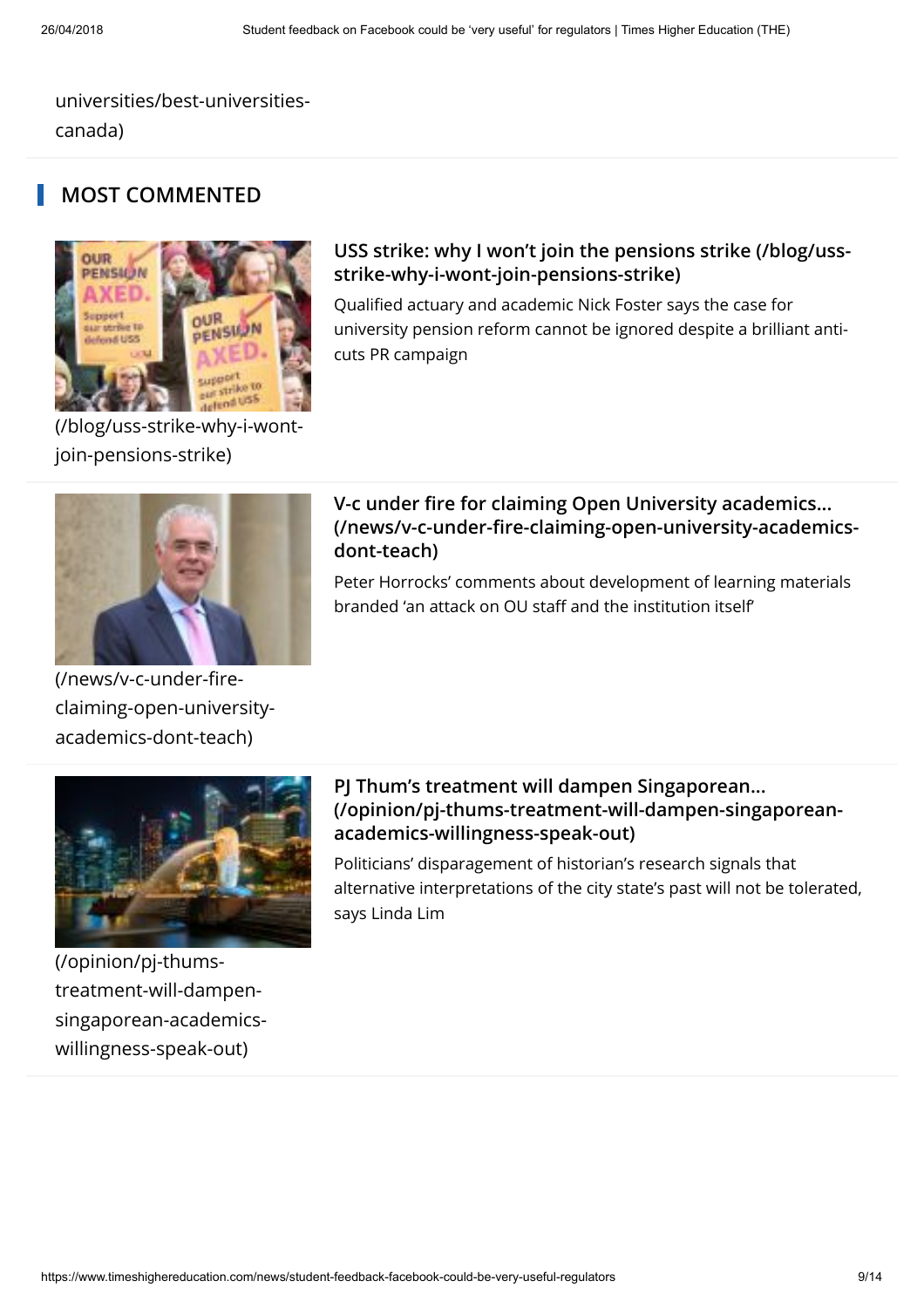universities/best-universities-canada)

## MOST COMMENTED

(/blog/uss-strike-why-i-wont-join-pensions-strike)

**USS strike: why I won't join the pensions strike (/blog/uss-strike-why-i-wont-join-pensions-strike)**

Qualified actuary and academic Nick Foster says the case for university pension reform cannot be ignored despite a brilliant anti-cuts PR campaign

(/news/v-c-under-fire-claiming-open-university-academics-dont-teach)

**V-c under fire for claiming Open University academics... (/news/v-c-under-fire-claiming-open-university-academics-dont-teach)**

Peter Horrocks' comments about development of learning materials branded 'an attack on OU staff and the institution itself'

(/opinion/pj-thums-treatment-will-dampen-singaporean-academics-willingness-speak-out)

**PJ Thum's treatment will dampen Singaporean... (/opinion/pj-thums-treatment-will-dampen-singaporean-academics-willingness-speak-out)**

Politicians' disparagement of historian's research signals that alternative interpretations of the city state's past will not be tolerated, says Linda Lim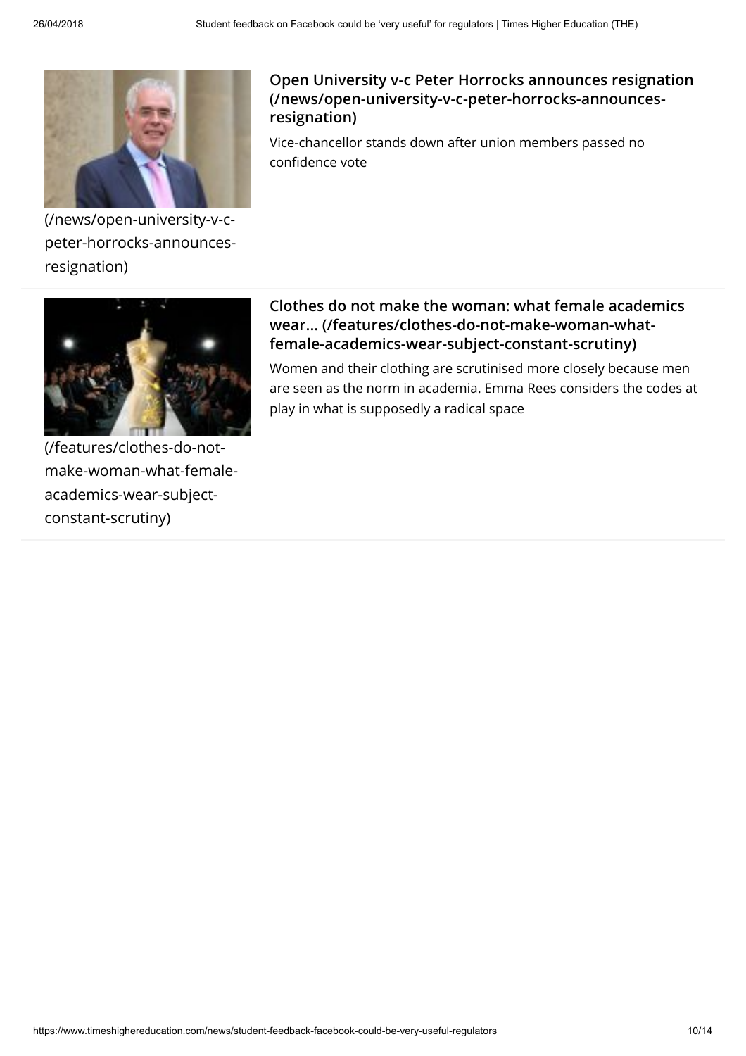(/news/open-university-v-c-peter-horrocks-announces-resignation)

**Open University v-c Peter Horrocks announces resignation (/news/open-university-v-c-peter-horrocks-announces-resignation)**

Vice-chancellor stands down after union members passed no confidence vote

(/features/clothes-do-not-make-woman-what-female-academics-wear-subject-constant-scrutiny)

**Clothes do not make the woman: what female academics wear... (/features/clothes-do-not-make-woman-what-female-academics-wear-subject-constant-scrutiny)**

Women and their clothing are scrutinised more closely because men are seen as the norm in academia. Emma Rees considers the codes at play in what is supposedly a radical space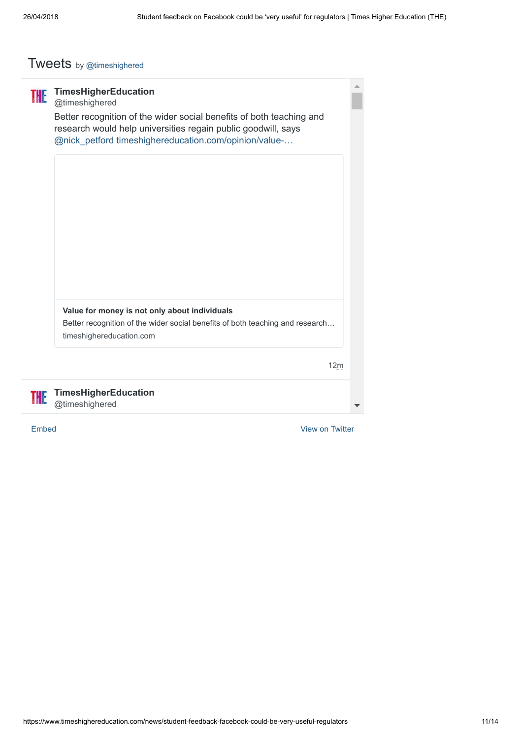# Tweets by @timeshighered

**TimesHigherEducation**
@timeshighered

Better recognition of the wider social benefits of both teaching and research would help universities regain public goodwill, says @nick_petford timeshighereducation.com/opinion/value-…

**Value for money is not only about individuals**
Better recognition of the wider social benefits of both teaching and research…
timeshighereducation.com

12m

**TimesHigherEducation**
@timeshighered

Embed

View on Twitter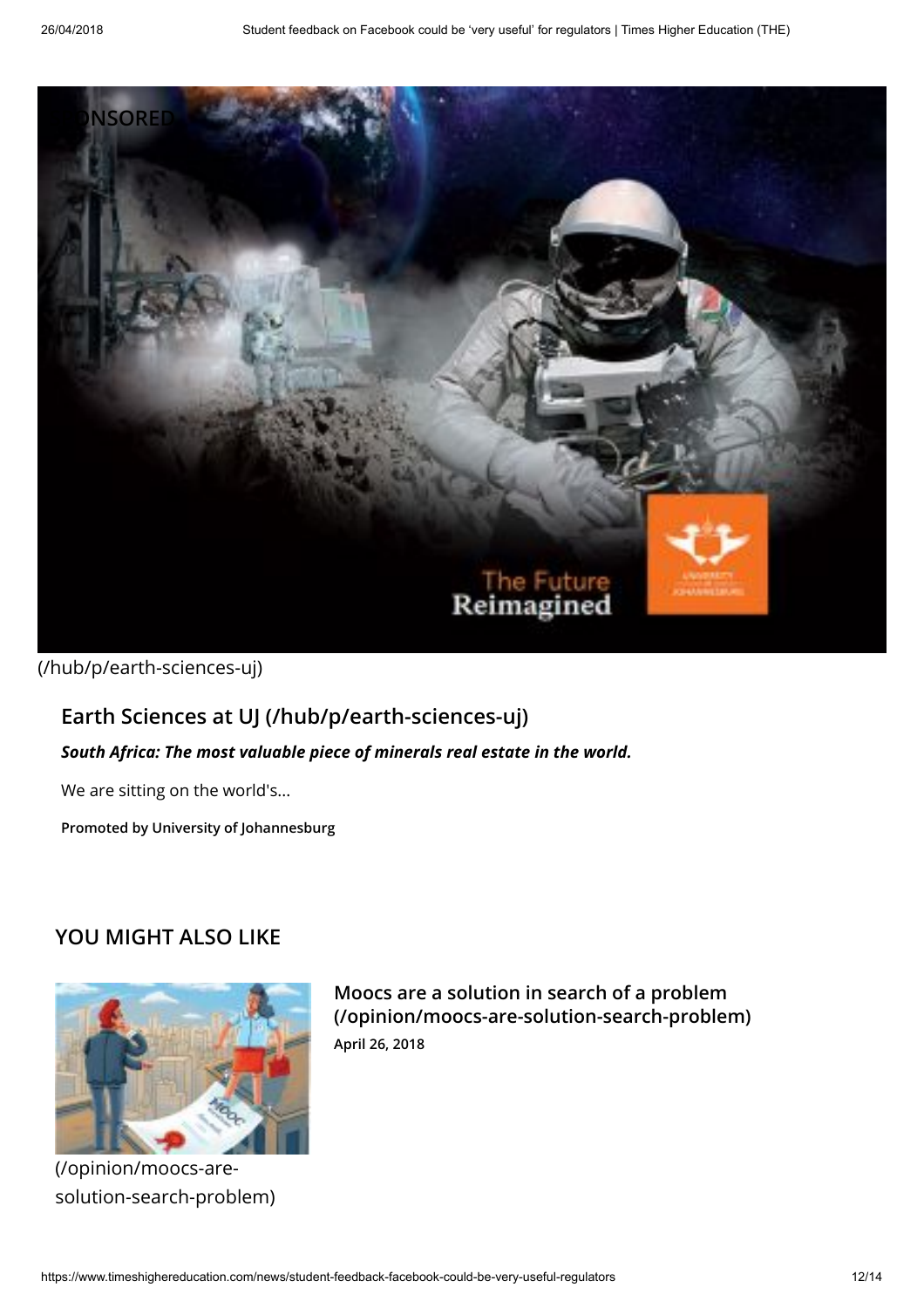(/hub/p/earth-sciences-uj)

## Earth Sciences at UJ (/hub/p/earth-sciences-uj)

***South Africa: The most valuable piece of minerals real estate in the world.***

We are sitting on the world's...

**Promoted by University of Johannesburg**

## YOU MIGHT ALSO LIKE

(/opinion/moocs-are-solution-search-problem)

### Moocs are a solution in search of a problem (/opinion/moocs-are-solution-search-problem)

**April 26, 2018**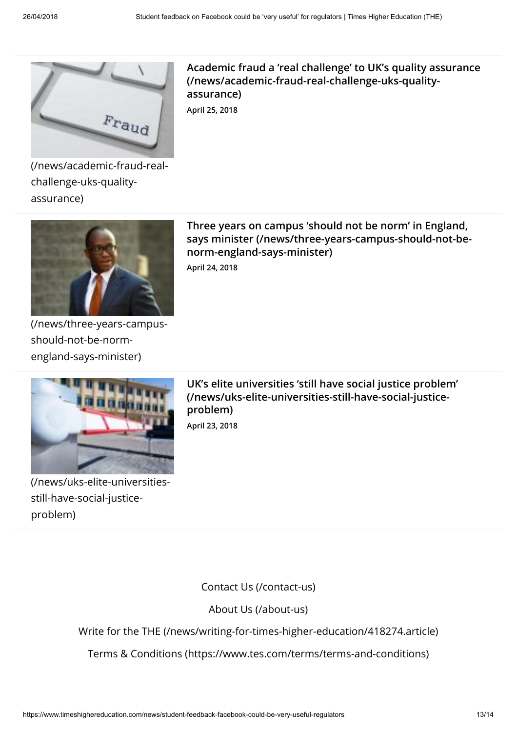(/news/academic-fraud-real-challenge-uks-quality-assurance)

**Academic fraud a 'real challenge' to UK's quality assurance (/news/academic-fraud-real-challenge-uks-quality-assurance)**

**April 25, 2018**

(/news/three-years-campus-should-not-be-norm-england-says-minister)

**Three years on campus 'should not be norm' in England, says minister (/news/three-years-campus-should-not-be-norm-england-says-minister)**

**April 24, 2018**

(/news/uks-elite-universities-still-have-social-justice-problem)

**UK's elite universities 'still have social justice problem' (/news/uks-elite-universities-still-have-social-justice-problem)**

**April 23, 2018**

Contact Us (/contact-us)

About Us (/about-us)

Write for the THE (/news/writing-for-times-higher-education/418274.article)

Terms & Conditions (https://www.tes.com/terms/terms-and-conditions)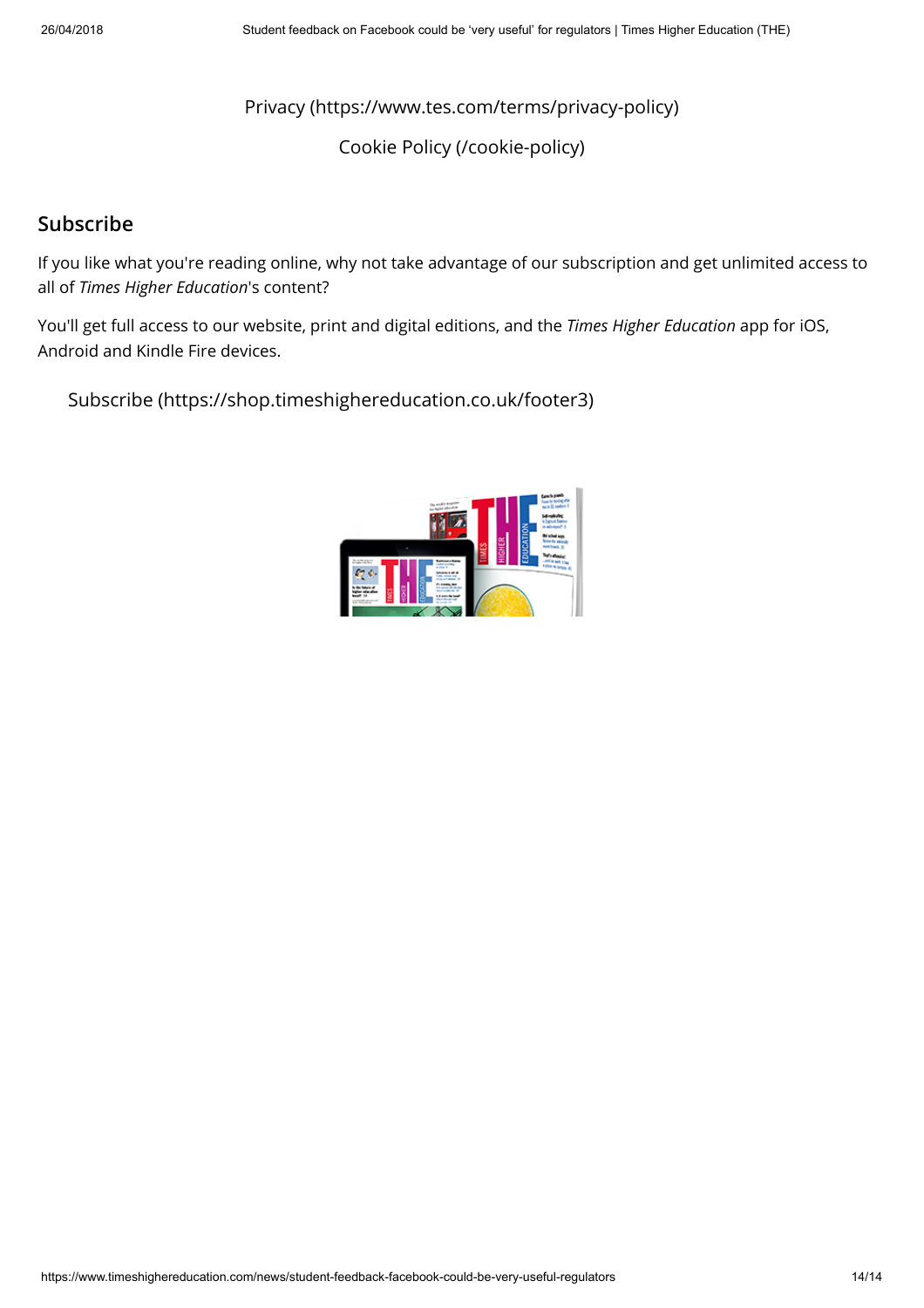Privacy (https://www.tes.com/terms/privacy-policy)

Cookie Policy (/cookie-policy)

## Subscribe

If you like what you're reading online, why not take advantage of our subscription and get unlimited access to all of *Times Higher Education*'s content?

You'll get full access to our website, print and digital editions, and the *Times Higher Education* app for iOS, Android and Kindle Fire devices.

Subscribe (https://shop.timeshighereducation.co.uk/footer3)